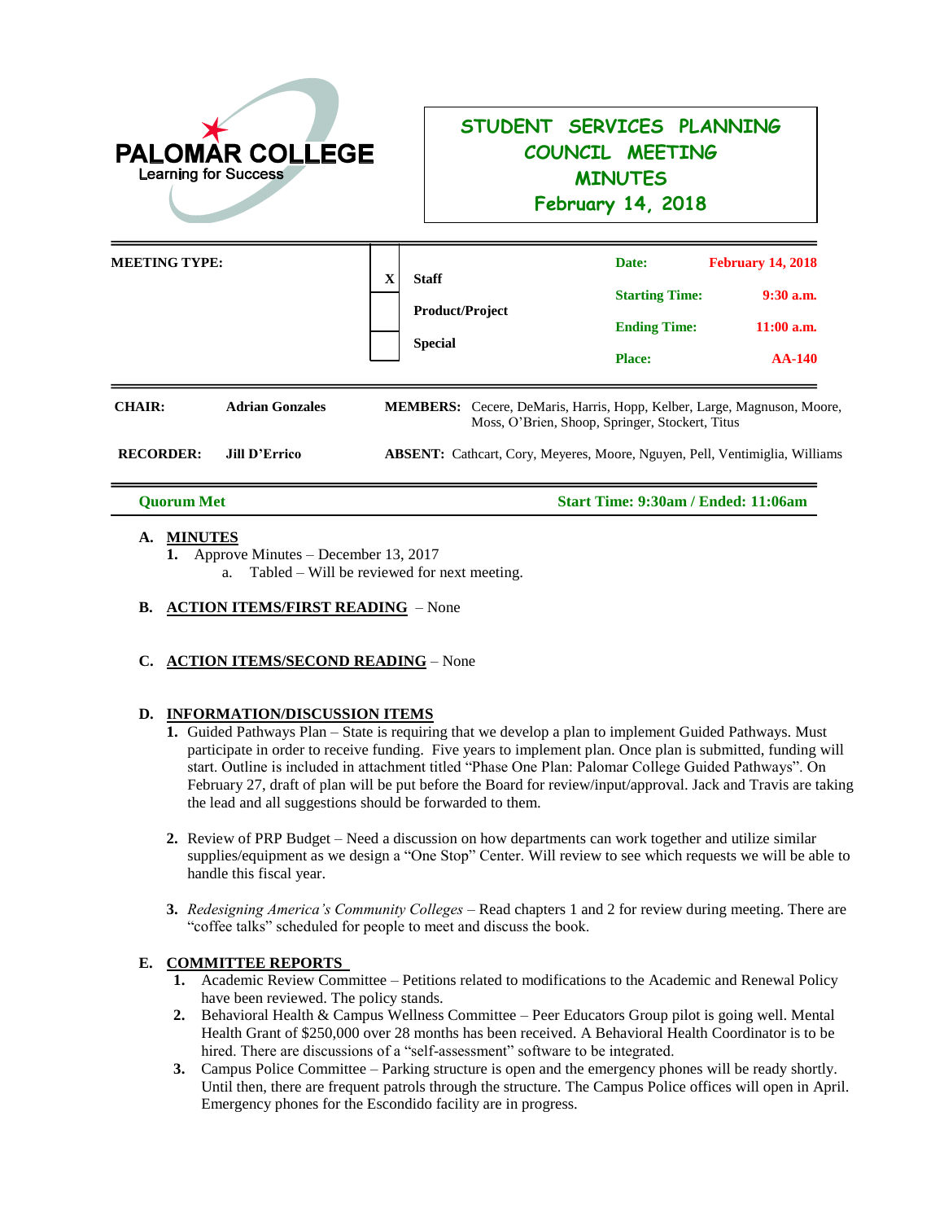PALOMAR COLLEGE
Learning for Success

# STUDENT SERVICES PLANNING COUNCIL MEETING MINUTES
## February 14, 2018

| MEETING TYPE: | | | Date: | February 14, 2018 |
|---|---|---|---|---|
| | X | Staff | Starting Time: | 9:30 a.m. |
| | | Product/Project | Ending Time: | 11:00 a.m. |
| | | Special | Place: | AA-140 |

**CHAIR:** **Adrian Gonzales**

**MEMBERS:** Cecere, DeMaris, Harris, Hopp, Kelber, Large, Magnuson, Moore, Moss, O'Brien, Shoop, Springer, Stockert, Titus

**RECORDER:** **Jill D'Errico**

**ABSENT:** Cathcart, Cory, Meyeres, Moore, Nguyen, Pell, Ventimiglia, Williams

**Quorum Met** | **Start Time: 9:30am / Ended: 11:06am**

**A. MINUTES**

1. Approve Minutes – December 13, 2017
   a. Tabled – Will be reviewed for next meeting.

**B. ACTION ITEMS/FIRST READING** – None

**C. ACTION ITEMS/SECOND READING** – None

**D. INFORMATION/DISCUSSION ITEMS**

1. Guided Pathways Plan – State is requiring that we develop a plan to implement Guided Pathways. Must participate in order to receive funding. Five years to implement plan. Once plan is submitted, funding will start. Outline is included in attachment titled "Phase One Plan: Palomar College Guided Pathways". On February 27, draft of plan will be put before the Board for review/input/approval. Jack and Travis are taking the lead and all suggestions should be forwarded to them.

2. Review of PRP Budget – Need a discussion on how departments can work together and utilize similar supplies/equipment as we design a "One Stop" Center. Will review to see which requests we will be able to handle this fiscal year.

3. *Redesigning America's Community Colleges* – Read chapters 1 and 2 for review during meeting. There are "coffee talks" scheduled for people to meet and discuss the book.

**E. COMMITTEE REPORTS**

1. Academic Review Committee – Petitions related to modifications to the Academic and Renewal Policy have been reviewed. The policy stands.
2. Behavioral Health & Campus Wellness Committee – Peer Educators Group pilot is going well. Mental Health Grant of $250,000 over 28 months has been received. A Behavioral Health Coordinator is to be hired. There are discussions of a "self-assessment" software to be integrated.
3. Campus Police Committee – Parking structure is open and the emergency phones will be ready shortly. Until then, there are frequent patrols through the structure. The Campus Police offices will open in April. Emergency phones for the Escondido facility are in progress.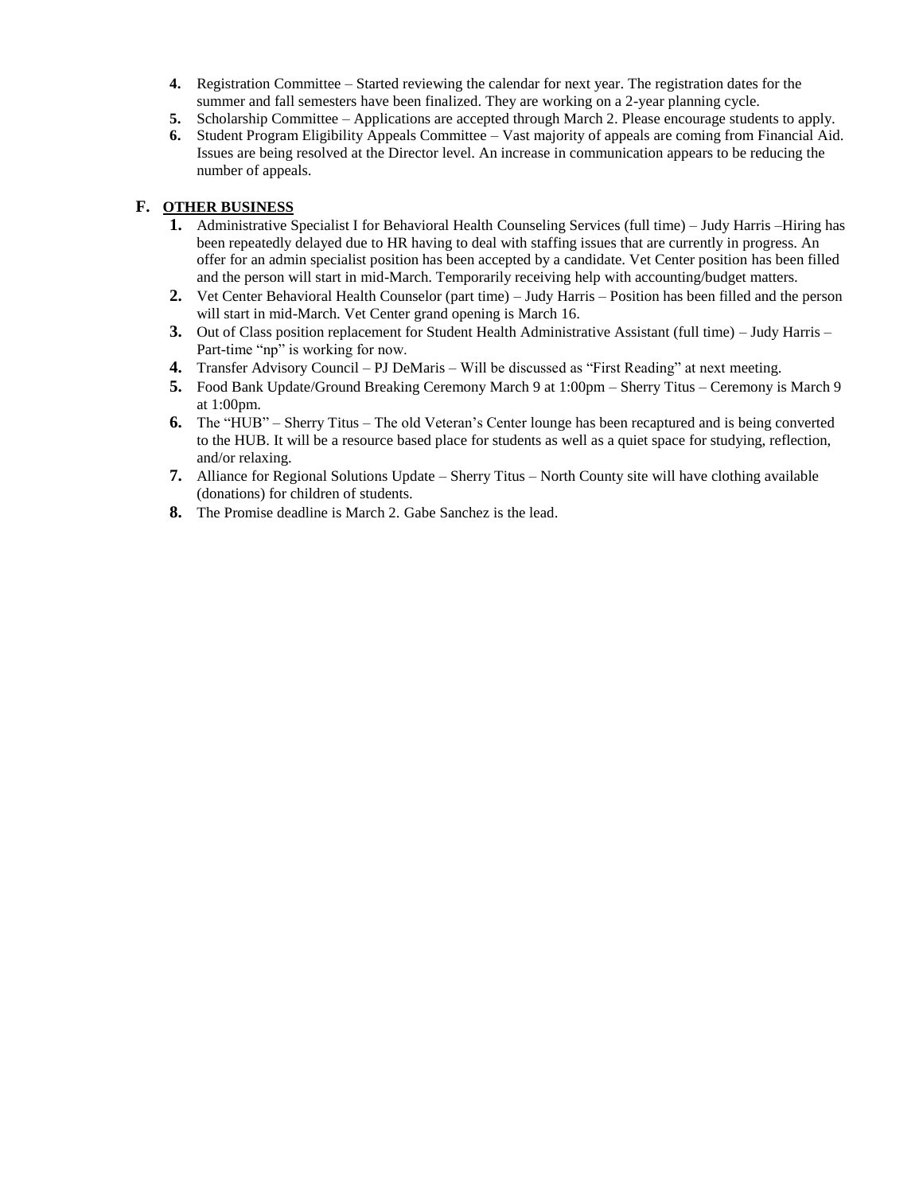4. Registration Committee – Started reviewing the calendar for next year. The registration dates for the summer and fall semesters have been finalized. They are working on a 2-year planning cycle.
5. Scholarship Committee – Applications are accepted through March 2. Please encourage students to apply.
6. Student Program Eligibility Appeals Committee – Vast majority of appeals are coming from Financial Aid. Issues are being resolved at the Director level. An increase in communication appears to be reducing the number of appeals.

## F. OTHER BUSINESS

1. Administrative Specialist I for Behavioral Health Counseling Services (full time) – Judy Harris –Hiring has been repeatedly delayed due to HR having to deal with staffing issues that are currently in progress. An offer for an admin specialist position has been accepted by a candidate. Vet Center position has been filled and the person will start in mid-March. Temporarily receiving help with accounting/budget matters.
2. Vet Center Behavioral Health Counselor (part time) – Judy Harris – Position has been filled and the person will start in mid-March. Vet Center grand opening is March 16.
3. Out of Class position replacement for Student Health Administrative Assistant (full time) – Judy Harris – Part-time "np" is working for now.
4. Transfer Advisory Council – PJ DeMaris – Will be discussed as "First Reading" at next meeting.
5. Food Bank Update/Ground Breaking Ceremony March 9 at 1:00pm – Sherry Titus – Ceremony is March 9 at 1:00pm.
6. The "HUB" – Sherry Titus – The old Veteran's Center lounge has been recaptured and is being converted to the HUB. It will be a resource based place for students as well as a quiet space for studying, reflection, and/or relaxing.
7. Alliance for Regional Solutions Update – Sherry Titus – North County site will have clothing available (donations) for children of students.
8. The Promise deadline is March 2. Gabe Sanchez is the lead.